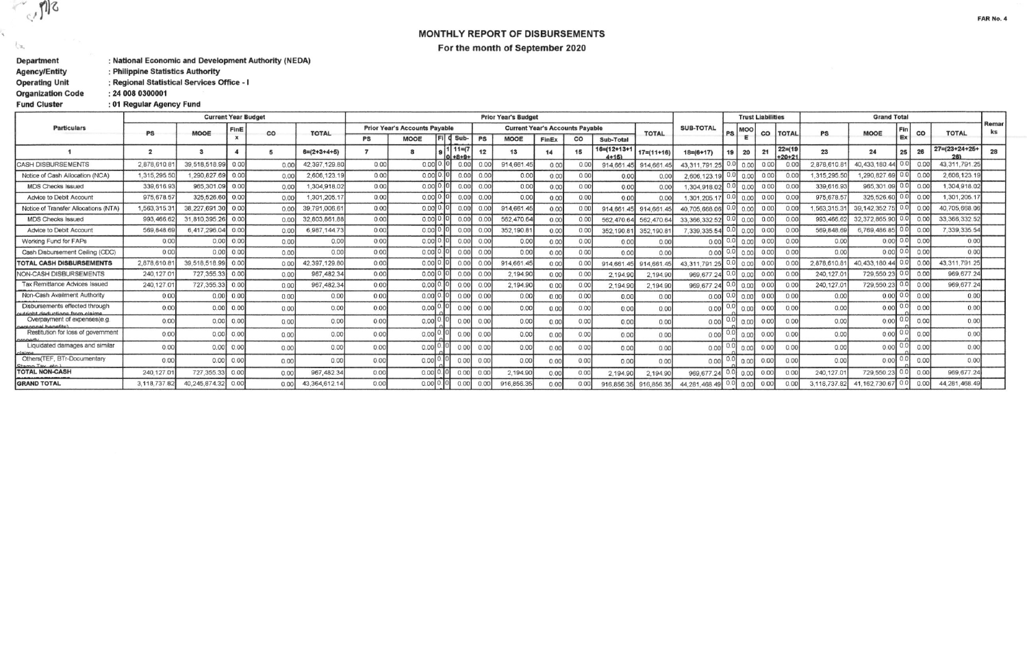# MONTHLY REPORT OF DISBURSEMENTS

FAR No. 4

## For the month of September 2020

**Department** : National Economic and Development Authority (NEDA)
**Agency/Entity** : Philippine Statistics Authority
**Operating Unit** : Regional Statistical Services Office - I
**Organization Code** : 24 008 0300001
**Fund Cluster** : 01 Regular Agency Fund

| Particulars | Current Year Budget | | | | | Prior Year's Budget | | | | | | | | | | | SUB-TOTAL | Trust Liabilities | | | | Grand Total | | | | | Remarks |
|---|---|---|---|---|---|---|---|---|---|---|---|---|---|---|---|---|---|---|---|---|---|---|---|---|---|---|---|
| | PS | MOOE | FinEx | CO | TOTAL | Prior Year's Accounts Payable | | | | | Current Year's Accounts Payable | | | | | TOTAL | | PS | MOOE | CO | TOTAL | PS | MOOE | FinEx | CO | TOTAL | |
| | | | | | | PS | MOOE | FinEx | CO | Sub-Total | PS | MOOE | FinEx | CO | Sub-Total | | | | | | | | | | | | |
| 1 | 2 | 3 | 4 | 5 | 6=(2+3+4+5) | 7 | 8 | 9 | 10 | 11=(7+8+9+10) | 12 | 13 | 14 | 15 | 16=(12+13+14+15) | 17=(11+16) | 18=(6+17) | 19 | 20 | 21 | 22=(19+20+21) | 23 | 24 | 25 | 26 | 27=(23+24+25+26) | 28 |
| CASH DISBURSEMENTS | 2,878,610.81 | 39,518,518.99 | 0.00 | 0.00 | 42,397,129.80 | 0.00 | 0.00 | 0 | 0 | 0.00 | 0.00 | 914,661.45 | 0.00 | 0.00 | 914,661.45 | 914,661.45 | 43,311,791.25 | 0.0 | 0.00 | 0.00 | 0.00 | 2,878,610.81 | 40,433,180.44 | 0.0 | 0.00 | 43,311,791.25 | |
| Notice of Cash Allocation (NCA) | 1,315,295.50 | 1,290,827.69 | 0.00 | 0.00 | 2,606,123.19 | 0.00 | 0.00 | 0 | 0 | 0.00 | 0.00 | 0.00 | 0.00 | 0.00 | 0.00 | 0.00 | 2,606,123.19 | 0.0 | 0.00 | 0.00 | 0.00 | 1,315,295.50 | 1,290,827.69 | 0.0 | 0.00 | 2,606,123.19 | |
| MDS Checks Issued | 339,616.93 | 965,301.09 | 0.00 | 0.00 | 1,304,918.02 | 0.00 | 0.00 | 0 | 0 | 0.00 | 0.00 | 0.00 | 0.00 | 0.00 | 0.00 | 0.00 | 1,304,918.02 | 0.0 | 0.00 | 0.00 | 0.00 | 339,616.93 | 965,301.09 | 0.0 | 0.00 | 1,304,918.02 | |
| Advice to Debit Account | 975,678.57 | 325,526.60 | 0.00 | 0.00 | 1,301,205.17 | 0.00 | 0.00 | 0 | 0 | 0.00 | 0.00 | 0.00 | 0.00 | 0.00 | 0.00 | 0.00 | 1,301,205.17 | 0.0 | 0.00 | 0.00 | 0.00 | 975,678.57 | 325,526.60 | 0.0 | 0.00 | 1,301,205.17 | |
| Notice of Transfer Allocations (NTA) | 1,563,315.31 | 38,227,691.30 | 0.00 | 0.00 | 39,791,006.61 | 0.00 | 0.00 | 0 | 0 | 0.00 | 0.00 | 914,661.45 | 0.00 | 0.00 | 914,661.45 | 914,661.45 | 40,705,668.06 | 0.0 | 0.00 | 0.00 | 0.00 | 1,563,315.31 | 39,142,352.75 | 0.0 | 0.00 | 40,705,668.06 | |
| MDS Checks Issued | 993,466.62 | 31,810,395.26 | 0.00 | 0.00 | 32,803,861.88 | 0.00 | 0.00 | 0 | 0 | 0.00 | 0.00 | 562,470.64 | 0.00 | 0.00 | 562,470.64 | 562,470.64 | 33,366,332.52 | 0.0 | 0.00 | 0.00 | 0.00 | 993,466.62 | 32,372,865.90 | 0.0 | 0.00 | 33,366,332.52 | |
| Advice to Debit Account | 569,848.69 | 6,417,296.04 | 0.00 | 0.00 | 6,987,144.73 | 0.00 | 0.00 | 0 | 0 | 0.00 | 0.00 | 352,190.81 | 0.00 | 0.00 | 352,190.81 | 352,190.81 | 7,339,335.54 | 0.0 | 0.00 | 0.00 | 0.00 | 569,848.69 | 6,769,486.85 | 0.0 | 0.00 | 7,339,335.54 | |
| Working Fund for FAPs | 0.00 | 0.00 | 0.00 | 0.00 | 0.00 | 0.00 | 0.00 | 0 | 0 | 0.00 | 0.00 | 0.00 | 0.00 | 0.00 | 0.00 | 0.00 | 0.00 | 0.0 | 0.00 | 0.00 | 0.00 | 0.00 | 0.00 | 0.0 | 0.00 | 0.00 | |
| Cash Disbursement Ceiling (CDC) | 0.00 | 0.00 | 0.00 | 0.00 | 0.00 | 0.00 | 0.00 | 0 | 0 | 0.00 | 0.00 | 0.00 | 0.00 | 0.00 | 0.00 | 0.00 | 0.00 | 0.0 | 0.00 | 0.00 | 0.00 | 0.00 | 0.00 | 0.0 | 0.00 | 0.00 | |
| TOTAL CASH DISBURSEMENTS | 2,878,610.81 | 39,518,518.99 | 0.00 | 0.00 | 42,397,129.80 | 0.00 | 0.00 | 0 | 0 | 0.00 | 0.00 | 914,661.45 | 0.00 | 0.00 | 914,661.45 | 914,661.45 | 43,311,791.25 | 0.0 | 0.00 | 0.00 | 0.00 | 2,878,610.81 | 40,433,180.44 | 0.0 | 0.00 | 43,311,791.25 | |
| NON-CASH DISBURSEMENTS | 240,127.01 | 727,355.33 | 0.00 | 0.00 | 967,482.34 | 0.00 | 0.00 | 0 | 0 | 0.00 | 0.00 | 2,194.90 | 0.00 | 0.00 | 2,194.90 | 2,194.90 | 969,677.24 | 0.0 | 0.00 | 0.00 | 0.00 | 240,127.01 | 729,550.23 | 0.0 | 0.00 | 969,677.24 | |
| Tax Remittance Advices Issued | 240,127.01 | 727,355.33 | 0.00 | 0.00 | 967,482.34 | 0.00 | 0.00 | 0 | 0 | 0.00 | 0.00 | 2,194.90 | 0.00 | 0.00 | 2,194.90 | 2,194.90 | 969,677.24 | 0.0 | 0.00 | 0.00 | 0.00 | 240,127.01 | 729,550.23 | 0.0 | 0.00 | 969,677.24 | |
| Non-Cash Availment Authority | 0.00 | 0.00 | 0.00 | 0.00 | 0.00 | 0.00 | 0.00 | 0 | 0 | 0.00 | 0.00 | 0.00 | 0.00 | 0.00 | 0.00 | 0.00 | 0.00 | 0.0 | 0.00 | 0.00 | 0.00 | 0.00 | 0.00 | 0.0 | 0.00 | 0.00 | |
| Disbursements effected through outright deductions from claims | 0.00 | 0.00 | 0.00 | 0.00 | 0.00 | 0.00 | 0.00 | 0 | 0 | 0.00 | 0.00 | 0.00 | 0.00 | 0.00 | 0.00 | 0.00 | 0.00 | 0.0 | 0.00 | 0.00 | 0.00 | 0.00 | 0.00 | 0.0 | 0.00 | 0.00 | |
| Overpayment of expenses(e.g. personnel benefits) | 0.00 | 0.00 | 0.00 | 0.00 | 0.00 | 0.00 | 0.00 | 0 | 0 | 0.00 | 0.00 | 0.00 | 0.00 | 0.00 | 0.00 | 0.00 | 0.00 | 0.0 | 0.00 | 0.00 | 0.00 | 0.00 | 0.00 | 0.0 | 0.00 | 0.00 | |
| Restitution for loss of government property | 0.00 | 0.00 | 0.00 | 0.00 | 0.00 | 0.00 | 0.00 | 0 | 0 | 0.00 | 0.00 | 0.00 | 0.00 | 0.00 | 0.00 | 0.00 | 0.00 | 0.0 | 0.00 | 0.00 | 0.00 | 0.00 | 0.00 | 0.0 | 0.00 | 0.00 | |
| Liquidated damages and similar claims | 0.00 | 0.00 | 0.00 | 0.00 | 0.00 | 0.00 | 0.00 | 0 | 0 | 0.00 | 0.00 | 0.00 | 0.00 | 0.00 | 0.00 | 0.00 | 0.00 | 0.0 | 0.00 | 0.00 | 0.00 | 0.00 | 0.00 | 0.0 | 0.00 | 0.00 | |
| Others(TEF, BTr-Documentary Stamp Tax, etc.) | 0.00 | 0.00 | 0.00 | 0.00 | 0.00 | 0.00 | 0.00 | 0 | 0 | 0.00 | 0.00 | 0.00 | 0.00 | 0.00 | 0.00 | 0.00 | 0.00 | 0.0 | 0.00 | 0.00 | 0.00 | 0.00 | 0.00 | 0.0 | 0.00 | 0.00 | |
| TOTAL NON-CASH DISBURSEMENTS | 240,127.01 | 727,355.33 | 0.00 | 0.00 | 967,482.34 | 0.00 | 0.00 | 0 | 0 | 0.00 | 0.00 | 2,194.90 | 0.00 | 0.00 | 2,194.90 | 2,194.90 | 969,677.24 | 0.0 | 0.00 | 0.00 | 0.00 | 240,127.01 | 729,550.23 | 0.0 | 0.00 | 969,677.24 | |
| GRAND TOTAL | 3,118,737.82 | 40,245,874.32 | 0.00 | 0.00 | 43,364,612.14 | 0.00 | 0.00 | 0 | 0 | 0.00 | 0.00 | 916,856.35 | 0.00 | 0.00 | 916,856.35 | 916,856.35 | 44,281,468.49 | 0.0 | 0.00 | 0.00 | 0.00 | 3,118,737.82 | 41,162,730.67 | 0.0 | 0.00 | 44,281,468.49 | |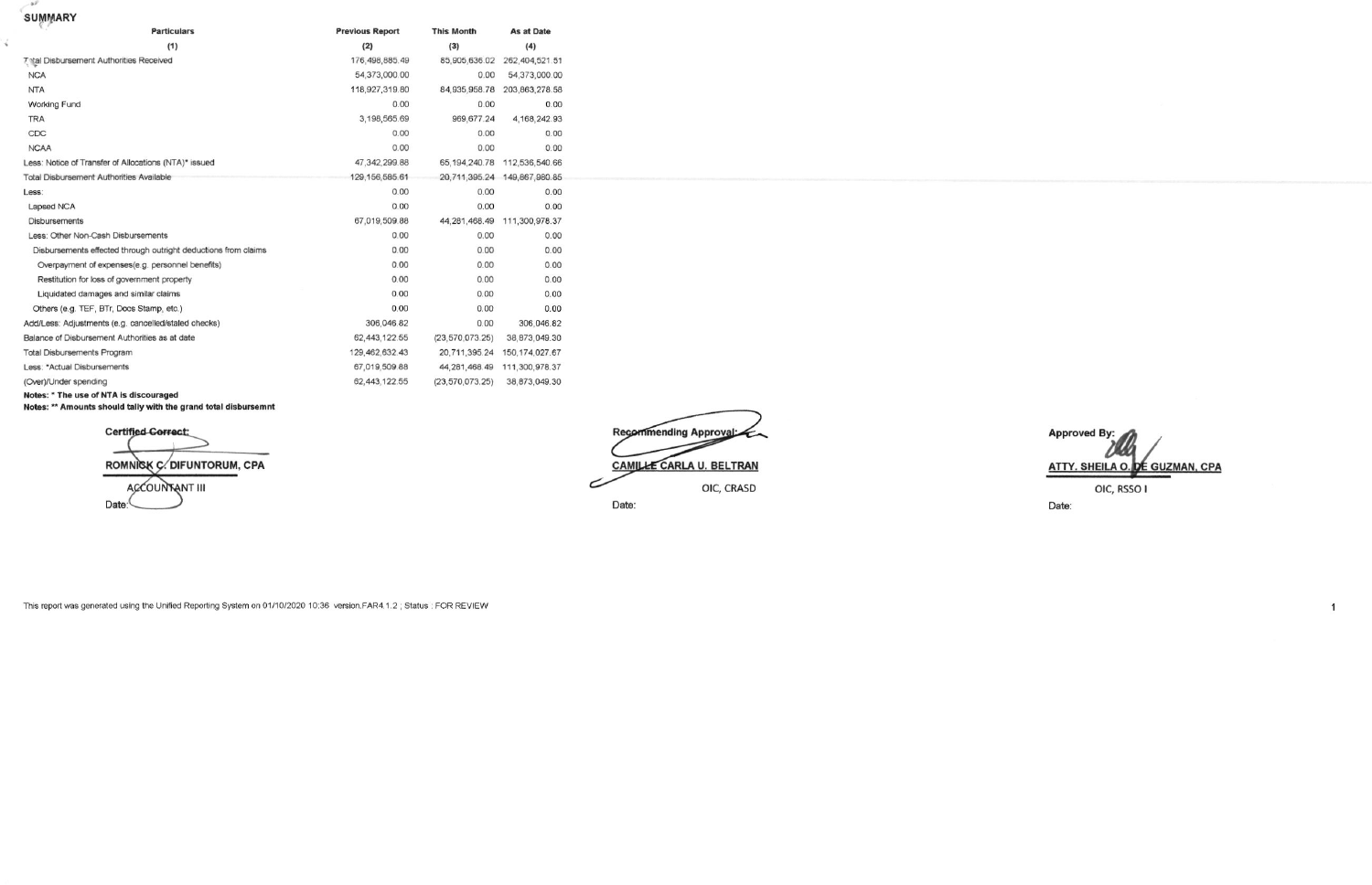## SUMMARY

| Particulars | Previous Report | This Month | As at Date |
|---|---|---|---|
| (1) | (2) | (3) | (4) |
| Total Disbursement Authorities Received | 176,498,885.49 | 85,905,636.02 | 262,404,521.51 |
| NCA | 54,373,000.00 | 0.00 | 54,373,000.00 |
| NTA | 118,927,319.80 | 84,935,958.78 | 203,863,278.58 |
| Working Fund | 0.00 | 0.00 | 0.00 |
| TRA | 3,198,565.69 | 969,677.24 | 4,168,242.93 |
| CDC | 0.00 | 0.00 | 0.00 |
| NCAA | 0.00 | 0.00 | 0.00 |
| Less: Notice of Transfer of Allocations (NTA)* issued | 47,342,299.88 | 65,194,240.78 | 112,536,540.66 |
| Total Disbursement Authorities Available | 129,156,585.61 | 20,711,395.24 | 149,867,980.85 |
| Less: | 0.00 | 0.00 | 0.00 |
| Lapsed NCA | 0.00 | 0.00 | 0.00 |
| Disbursements | 67,019,509.88 | 44,281,468.49 | 111,300,978.37 |
| Less: Other Non-Cash Disbursements | 0.00 | 0.00 | 0.00 |
| Disbursements effected through outright deductions from claims | 0.00 | 0.00 | 0.00 |
| Overpayment of expenses(e.g. personnel benefits) | 0.00 | 0.00 | 0.00 |
| Restitution for loss of government property | 0.00 | 0.00 | 0.00 |
| Liquidated damages and similar claims | 0.00 | 0.00 | 0.00 |
| Others (e.g. TEF, BTr, Docs Stamp, etc.) | 0.00 | 0.00 | 0.00 |
| Add/Less: Adjustments (e.g. cancelled/staled checks) | 306,046.82 | 0.00 | 306,046.82 |
| Balance of Disbursement Authorities as at date | 62,443,122.55 | (23,570,073.25) | 38,873,049.30 |
| Total Disbursements Program | 129,462,632.43 | 20,711,395.24 | 150,174,027.67 |
| Less: *Actual Disbursements | 67,019,509.88 | 44,281,468.49 | 111,300,978.37 |
| (Over)/Under spending | 62,443,122.55 | (23,570,073.25) | 38,873,049.30 |

**Notes: * The use of NTA is discouraged**

**Notes: ** Amounts should tally with the grand total disbursemnt**

**Certified Correct:**

**ROMNICK C. DIFUNTORUM, CPA**

ACCOUNTANT III

Date:

**Recommending Approval:**

**CAMILLE CARLA U. BELTRAN**

OIC, CRASD

Date:

**Approved By:**

**ATTY. SHEILA O. DE GUZMAN, CPA**

OIC, RSSO I

Date:

This report was generated using the Unified Reporting System on 01/10/2020 10:36 version.FAR4.1.2 ; Status : FOR REVIEW